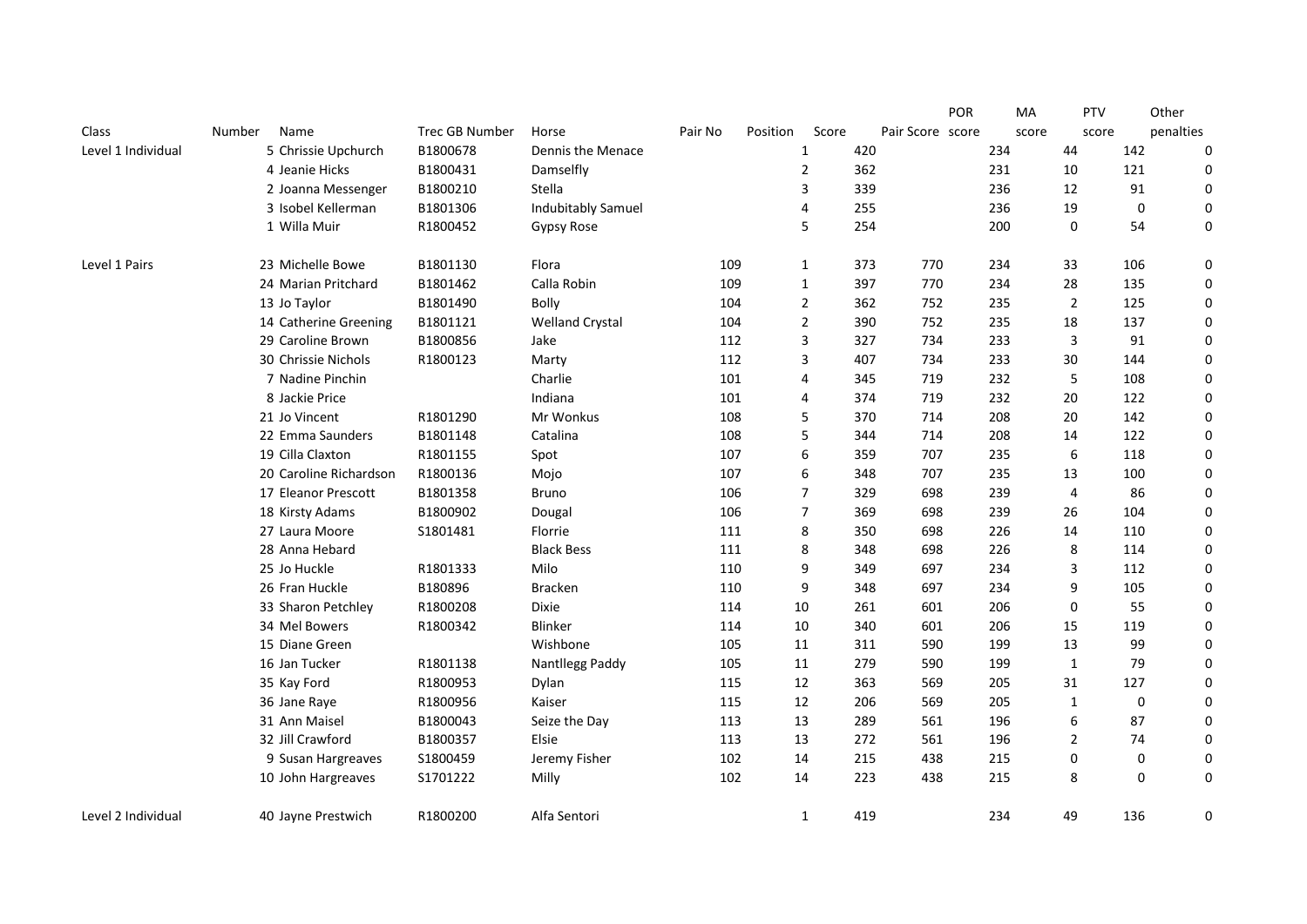| Class | Number | Name | Trec GB Number | Horse | Pair No | Position | Score | Pair Score | POR score | MA score | PTV score | Other penalties |
|---|---|---|---|---|---|---|---|---|---|---|---|---|
| Level 1 Individual | 5 | Chrissie Upchurch | B1800678 | Dennis the Menace | | 1 | 420 | | 234 | 44 | 142 | 0 |
| | 4 | Jeanie Hicks | B1800431 | Damselfly | | 2 | 362 | | 231 | 10 | 121 | 0 |
| | 2 | Joanna Messenger | B1800210 | Stella | | 3 | 339 | | 236 | 12 | 91 | 0 |
| | 3 | Isobel Kellerman | B1801306 | Indubitably Samuel | | 4 | 255 | | 236 | 19 | 0 | 0 |
| | 1 | Willa Muir | R1800452 | Gypsy Rose | | 5 | 254 | | 200 | 0 | 54 | 0 |
| Level 1 Pairs | 23 | Michelle Bowe | B1801130 | Flora | 109 | 1 | 373 | 770 | 234 | 33 | 106 | 0 |
| | 24 | Marian Pritchard | B1801462 | Calla Robin | 109 | 1 | 397 | 770 | 234 | 28 | 135 | 0 |
| | 13 | Jo Taylor | B1801490 | Bolly | 104 | 2 | 362 | 752 | 235 | 2 | 125 | 0 |
| | 14 | Catherine Greening | B1801121 | Welland Crystal | 104 | 2 | 390 | 752 | 235 | 18 | 137 | 0 |
| | 29 | Caroline Brown | B1800856 | Jake | 112 | 3 | 327 | 734 | 233 | 3 | 91 | 0 |
| | 30 | Chrissie Nichols | R1800123 | Marty | 112 | 3 | 407 | 734 | 233 | 30 | 144 | 0 |
| | 7 | Nadine Pinchin | | Charlie | 101 | 4 | 345 | 719 | 232 | 5 | 108 | 0 |
| | 8 | Jackie Price | | Indiana | 101 | 4 | 374 | 719 | 232 | 20 | 122 | 0 |
| | 21 | Jo Vincent | R1801290 | Mr Wonkus | 108 | 5 | 370 | 714 | 208 | 20 | 142 | 0 |
| | 22 | Emma Saunders | B1801148 | Catalina | 108 | 5 | 344 | 714 | 208 | 14 | 122 | 0 |
| | 19 | Cilla Claxton | R1801155 | Spot | 107 | 6 | 359 | 707 | 235 | 6 | 118 | 0 |
| | 20 | Caroline Richardson | R1800136 | Mojo | 107 | 6 | 348 | 707 | 235 | 13 | 100 | 0 |
| | 17 | Eleanor Prescott | B1801358 | Bruno | 106 | 7 | 329 | 698 | 239 | 4 | 86 | 0 |
| | 18 | Kirsty Adams | B1800902 | Dougal | 106 | 7 | 369 | 698 | 239 | 26 | 104 | 0 |
| | 27 | Laura Moore | S1801481 | Florrie | 111 | 8 | 350 | 698 | 226 | 14 | 110 | 0 |
| | 28 | Anna Hebard | | Black Bess | 111 | 8 | 348 | 698 | 226 | 8 | 114 | 0 |
| | 25 | Jo Huckle | R1801333 | Milo | 110 | 9 | 349 | 697 | 234 | 3 | 112 | 0 |
| | 26 | Fran Huckle | B180896 | Bracken | 110 | 9 | 348 | 697 | 234 | 9 | 105 | 0 |
| | 33 | Sharon Petchley | R1800208 | Dixie | 114 | 10 | 261 | 601 | 206 | 0 | 55 | 0 |
| | 34 | Mel Bowers | R1800342 | Blinker | 114 | 10 | 340 | 601 | 206 | 15 | 119 | 0 |
| | 15 | Diane Green | | Wishbone | 105 | 11 | 311 | 590 | 199 | 13 | 99 | 0 |
| | 16 | Jan Tucker | R1801138 | Nantllegg Paddy | 105 | 11 | 279 | 590 | 199 | 1 | 79 | 0 |
| | 35 | Kay Ford | R1800953 | Dylan | 115 | 12 | 363 | 569 | 205 | 31 | 127 | 0 |
| | 36 | Jane Raye | R1800956 | Kaiser | 115 | 12 | 206 | 569 | 205 | 1 | 0 | 0 |
| | 31 | Ann Maisel | B1800043 | Seize the Day | 113 | 13 | 289 | 561 | 196 | 6 | 87 | 0 |
| | 32 | Jill Crawford | B1800357 | Elsie | 113 | 13 | 272 | 561 | 196 | 2 | 74 | 0 |
| | 9 | Susan Hargreaves | S1800459 | Jeremy Fisher | 102 | 14 | 215 | 438 | 215 | 0 | 0 | 0 |
| | 10 | John Hargreaves | S1701222 | Milly | 102 | 14 | 223 | 438 | 215 | 8 | 0 | 0 |
| Level 2 Individual | 40 | Jayne Prestwich | R1800200 | Alfa Sentori | | 1 | 419 | | 234 | 49 | 136 | 0 |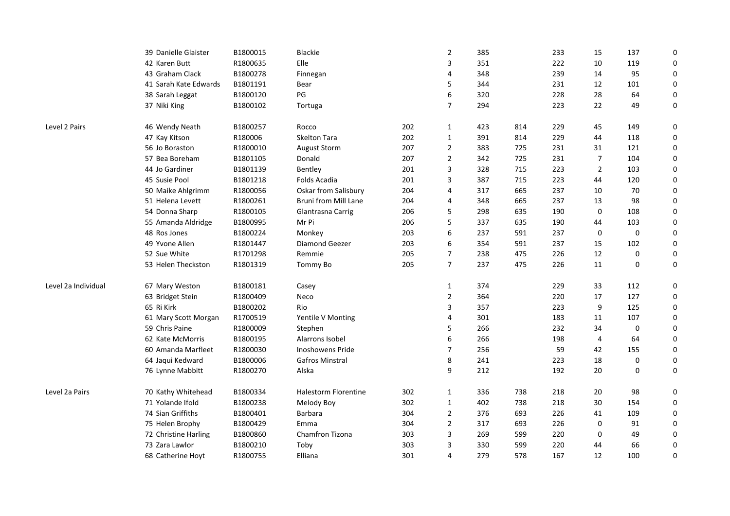| | | | | | | | | | | | | |
|---|---|---|---|---|---|---|---|---|---|---|---|---|
| | 39 | Danielle Glaister | B1800015 | Blackie | | 2 | 385 | | 233 | 15 | 137 | 0 |
| | 42 | Karen Butt | R1800635 | Elle | | 3 | 351 | | 222 | 10 | 119 | 0 |
| | 43 | Graham Clack | B1800278 | Finnegan | | 4 | 348 | | 239 | 14 | 95 | 0 |
| | 41 | Sarah Kate Edwards | B1801191 | Bear | | 5 | 344 | | 231 | 12 | 101 | 0 |
| | 38 | Sarah Leggat | B1800120 | PG | | 6 | 320 | | 228 | 28 | 64 | 0 |
| | 37 | Niki King | B1800102 | Tortuga | | 7 | 294 | | 223 | 22 | 49 | 0 |
| Level 2 Pairs | 46 | Wendy Neath | B1800257 | Rocco | 202 | 1 | 423 | 814 | 229 | 45 | 149 | 0 |
| | 47 | Kay Kitson | R180006 | Skelton Tara | 202 | 1 | 391 | 814 | 229 | 44 | 118 | 0 |
| | 56 | Jo Boraston | R1800010 | August Storm | 207 | 2 | 383 | 725 | 231 | 31 | 121 | 0 |
| | 57 | Bea Boreham | B1801105 | Donald | 207 | 2 | 342 | 725 | 231 | 7 | 104 | 0 |
| | 44 | Jo Gardiner | B1801139 | Bentley | 201 | 3 | 328 | 715 | 223 | 2 | 103 | 0 |
| | 45 | Susie Pool | B1801218 | Folds Acadia | 201 | 3 | 387 | 715 | 223 | 44 | 120 | 0 |
| | 50 | Maike Ahlgrimm | R1800056 | Oskar from Salisbury | 204 | 4 | 317 | 665 | 237 | 10 | 70 | 0 |
| | 51 | Helena Levett | R1800261 | Bruni from Mill Lane | 204 | 4 | 348 | 665 | 237 | 13 | 98 | 0 |
| | 54 | Donna Sharp | R1800105 | Glantrasna Carrig | 206 | 5 | 298 | 635 | 190 | 0 | 108 | 0 |
| | 55 | Amanda Aldridge | B1800995 | Mr Pi | 206 | 5 | 337 | 635 | 190 | 44 | 103 | 0 |
| | 48 | Ros Jones | B1800224 | Monkey | 203 | 6 | 237 | 591 | 237 | 0 | 0 | 0 |
| | 49 | Yvone Allen | R1801447 | Diamond Geezer | 203 | 6 | 354 | 591 | 237 | 15 | 102 | 0 |
| | 52 | Sue White | R1701298 | Remmie | 205 | 7 | 238 | 475 | 226 | 12 | 0 | 0 |
| | 53 | Helen Theckston | R1801319 | Tommy Bo | 205 | 7 | 237 | 475 | 226 | 11 | 0 | 0 |
| Level 2a Individual | 67 | Mary Weston | B1800181 | Casey | | 1 | 374 | | 229 | 33 | 112 | 0 |
| | 63 | Bridget Stein | R1800409 | Neco | | 2 | 364 | | 220 | 17 | 127 | 0 |
| | 65 | Ri Kirk | B1800202 | Rio | | 3 | 357 | | 223 | 9 | 125 | 0 |
| | 61 | Mary Scott Morgan | R1700519 | Yentile V Monting | | 4 | 301 | | 183 | 11 | 107 | 0 |
| | 59 | Chris Paine | R1800009 | Stephen | | 5 | 266 | | 232 | 34 | 0 | 0 |
| | 62 | Kate McMorris | B1800195 | Alarrons Isobel | | 6 | 266 | | 198 | 4 | 64 | 0 |
| | 60 | Amanda Marfleet | R1800030 | Inoshowens Pride | | 7 | 256 | | 59 | 42 | 155 | 0 |
| | 64 | Jaqui Kedward | B1800006 | Gafros Minstral | | 8 | 241 | | 223 | 18 | 0 | 0 |
| | 76 | Lynne Mabbitt | R1800270 | Alska | | 9 | 212 | | 192 | 20 | 0 | 0 |
| Level 2a Pairs | 70 | Kathy Whitehead | B1800334 | Halestorm Florentine | 302 | 1 | 336 | 738 | 218 | 20 | 98 | 0 |
| | 71 | Yolande Ifold | B1800238 | Melody Boy | 302 | 1 | 402 | 738 | 218 | 30 | 154 | 0 |
| | 74 | Sian Griffiths | B1800401 | Barbara | 304 | 2 | 376 | 693 | 226 | 41 | 109 | 0 |
| | 75 | Helen Brophy | B1800429 | Emma | 304 | 2 | 317 | 693 | 226 | 0 | 91 | 0 |
| | 72 | Christine Harling | B1800860 | Chamfron Tizona | 303 | 3 | 269 | 599 | 220 | 0 | 49 | 0 |
| | 73 | Zara Lawlor | B1800210 | Toby | 303 | 3 | 330 | 599 | 220 | 44 | 66 | 0 |
| | 68 | Catherine Hoyt | R1800755 | Elliana | 301 | 4 | 279 | 578 | 167 | 12 | 100 | 0 |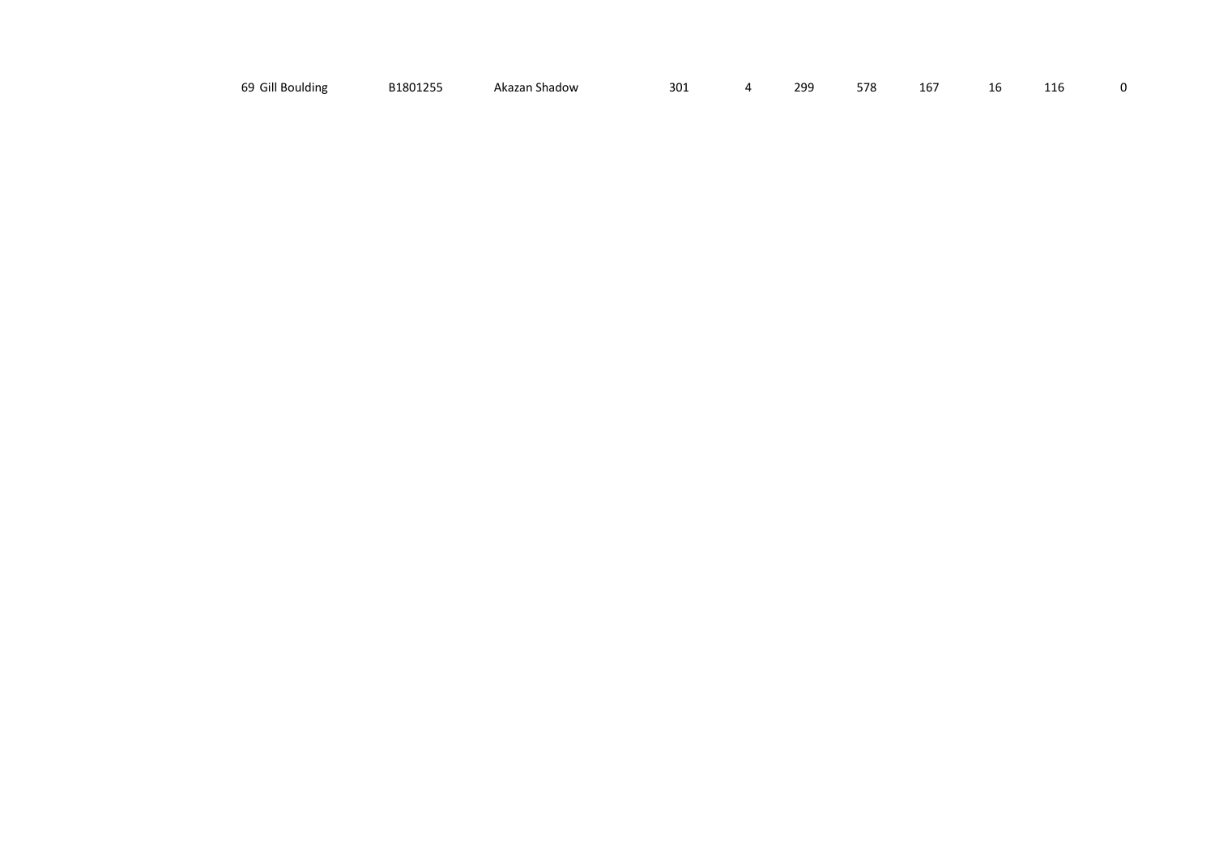| | | | | | | | | | | |
|---|---|---|---|---|---|---|---|---|---|---|
| 69 | Gill Boulding | B1801255 | Akazan Shadow | 301 | 4 | 299 | 578 | 167 | 16 | 116 | 0 |

| | | | | | | | | | | | |
|---|---|---|---|---|---|---|---|---|---|---|---|
| 69 | Gill Boulding | B1801255 | Akazan Shadow | 301 | 4 | 299 | 578 | 167 | 16 | 116 | 0 |